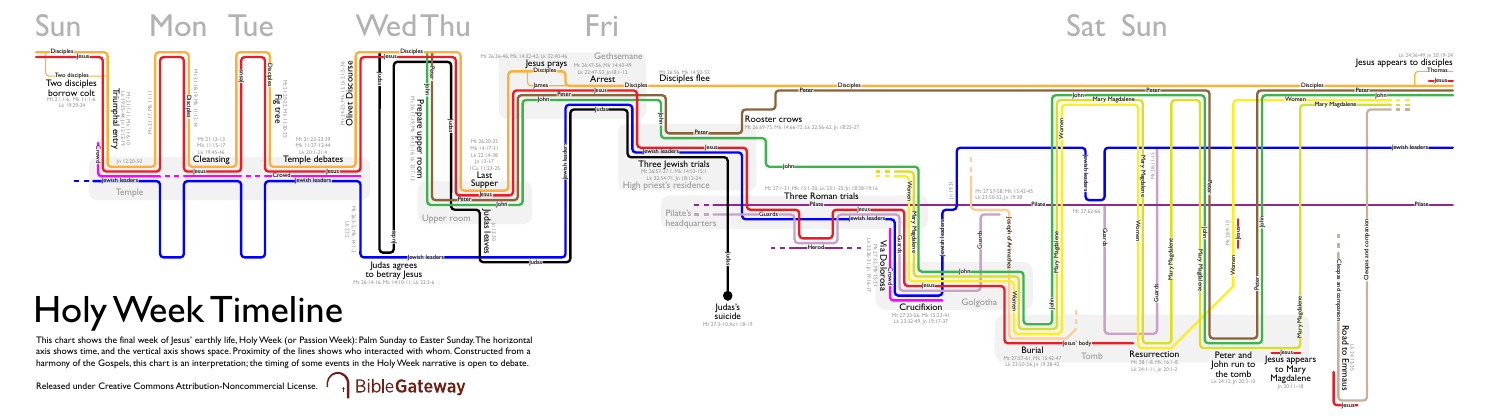Sun Mon Tue Wed Thu Fri Sat Sun

# Holy Week Timeline

This chart shows the final week of Jesus' earthly life, Holy Week (or Passion Week): Palm Sunday to Easter Sunday. The horizontal axis shows time, and the vertical axis shows space. Proximity of the lines shows who interacted with whom. Constructed from a harmony of the Gospels, this chart is an interpretation; the timing of some events in the Holy Week narrative is open to debate.

Released under Creative Commons Attribution-Noncommercial License. BibleGateway

Two disciples borrow colt — Mt 21:1-6, Mk 11:1-6, Lk 19:29-34

Triumphal entry

Jn 12:20-50

Temple

Fig tree

Cleansing — Mt 21:12-13, Mk 11:15-17, Lk 19:45-46

Temple debates — Mt 21:23-23:39, Mk 11:27-12:44, Lk 20:1-21:4

Olivet Discourse

Judas agrees to betray Jesus — Mt 26:14-16, Mk 14:10-11, Lk 22:3-6

Prepare upper room

Last Supper — Mt 26:20-35, Mk 14:17-31, Lk 22:14-38, Jn 13-17, 1 Co 11:23-25

Upper room

Judas leaves

Jesus prays — Mt 26:36-46, Mk 14:32-42, Lk 22:40-46

Gethsemane

Arrest — Mt 26:47-56, Mk 14:43-49, Lk 22:47-53, Jn 18:1-12

Disciples flee — Mt 26:56, Mk 14:50-52

Rooster crows — Mt 26:69-75, Mk 14:66-72, Lk 22:56-62, Jn 18:25-27

Three Jewish trials — Mt 26:57-27:1, Mk 14:53-15:1, Lk 22:54-71, Jn 18:12-24

High priest's residence

Three Roman trials — Mt 27:1-31, Mk 15:1-20, Lk 23:1-25, Jn 18:28-19:16

Pilate's headquarters

Herod

Judas's suicide — Mt 27:3-10, Act 1:18-19

Via Dolorosa

Crucifixion — Mt 27:32-56, Mk 15:22-41, Lk 23:32-49, Jn 19:17-37

Golgotha

Mt 27:57-58, Mk 15:42-45, Lk 23:50-52, Jn 19:38

Mt 27:62-66

Burial — Mt 27:57-61, Mk 15:42-47, Lk 23:50-56, Jn 19:38-42

Tomb

Resurrection — Mt 28:1-8, Mk 16:1-8, Lk 24:1-11, Jn 20:1-2

Peter and John run to the tomb — Lk 24:12, Jn 20:3-10

Jesus appears to Mary Magdalene — Jn 20:11-18

Road to Emmaus

Cleopas and companion

Jesus appears to disciples — Lk 24:36-49, Jn 20:19-24

Thomas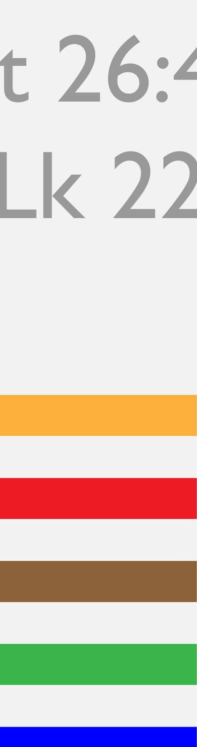t 26:4

Lk 22